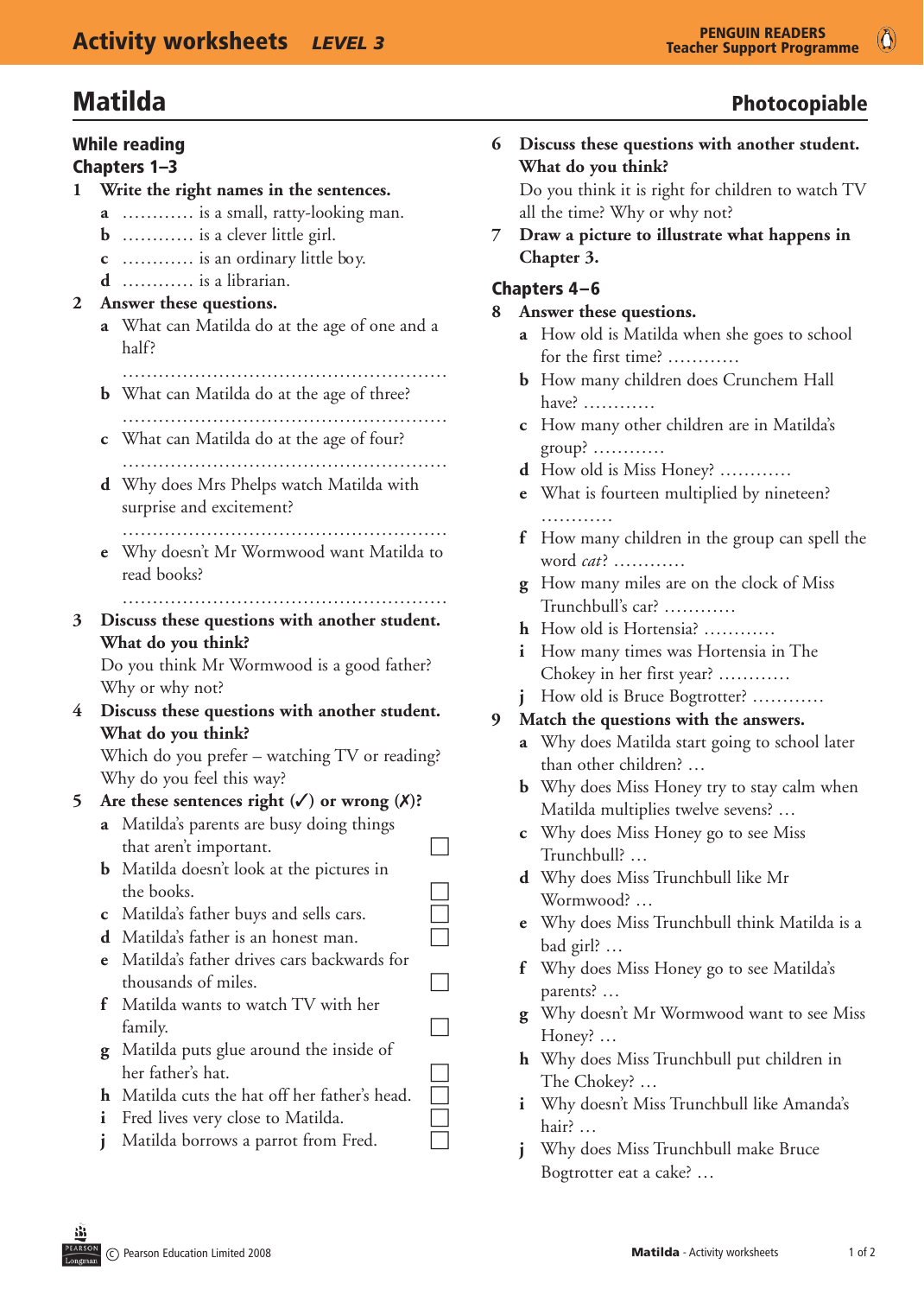# Activity worksheets LEVEL 3

PENGUIN READERS
Teacher Support Programme

## Matilda

Photocopiable

### While reading

### Chapters 1–3

1 **Write the right names in the sentences.**
   - **a** ………… is a small, ratty-looking man.
   - **b** ………… is a clever little girl.
   - **c** ………… is an ordinary little boy.
   - **d** ………… is a librarian.

2 **Answer these questions.**
   - **a** What can Matilda do at the age of one and a half?
     ………………………………………………
   - **b** What can Matilda do at the age of three?
     ………………………………………………
   - **c** What can Matilda do at the age of four?
     ………………………………………………
   - **d** Why does Mrs Phelps watch Matilda with surprise and excitement?
     ………………………………………………
   - **e** Why doesn't Mr Wormwood want Matilda to read books?
     ………………………………………………

3 **Discuss these questions with another student. What do you think?**
   Do you think Mr Wormwood is a good father? Why or why not?

4 **Discuss these questions with another student. What do you think?**
   Which do you prefer – watching TV or reading? Why do you feel this way?

5 **Are these sentences right (✓) or wrong (✗)?**
   - **a** Matilda's parents are busy doing things that aren't important. ☐
   - **b** Matilda doesn't look at the pictures in the books. ☐
   - **c** Matilda's father buys and sells cars. ☐
   - **d** Matilda's father is an honest man. ☐
   - **e** Matilda's father drives cars backwards for thousands of miles. ☐
   - **f** Matilda wants to watch TV with her family. ☐
   - **g** Matilda puts glue around the inside of her father's hat. ☐
   - **h** Matilda cuts the hat off her father's head. ☐
   - **i** Fred lives very close to Matilda. ☐
   - **j** Matilda borrows a parrot from Fred. ☐

6 **Discuss these questions with another student. What do you think?**
   Do you think it is right for children to watch TV all the time? Why or why not?

7 **Draw a picture to illustrate what happens in Chapter 3.**

### Chapters 4–6

8 **Answer these questions.**
   - **a** How old is Matilda when she goes to school for the first time? …………
   - **b** How many children does Crunchem Hall have? …………
   - **c** How many other children are in Matilda's group? …………
   - **d** How old is Miss Honey? …………
   - **e** What is fourteen multiplied by nineteen? …………
   - **f** How many children in the group can spell the word *cat*? …………
   - **g** How many miles are on the clock of Miss Trunchbull's car? …………
   - **h** How old is Hortensia? …………
   - **i** How many times was Hortensia in The Chokey in her first year? …………
   - **j** How old is Bruce Bogtrotter? …………

9 **Match the questions with the answers.**
   - **a** Why does Matilda start going to school later than other children? …
   - **b** Why does Miss Honey try to stay calm when Matilda multiplies twelve sevens? …
   - **c** Why does Miss Honey go to see Miss Trunchbull? …
   - **d** Why does Miss Trunchbull like Mr Wormwood? …
   - **e** Why does Miss Trunchbull think Matilda is a bad girl? …
   - **f** Why does Miss Honey go to see Matilda's parents? …
   - **g** Why doesn't Mr Wormwood want to see Miss Honey? …
   - **h** Why does Miss Trunchbull put children in The Chokey? …
   - **i** Why doesn't Miss Trunchbull like Amanda's hair? …
   - **j** Why does Miss Trunchbull make Bruce Bogtrotter eat a cake? …

© Pearson Education Limited 2008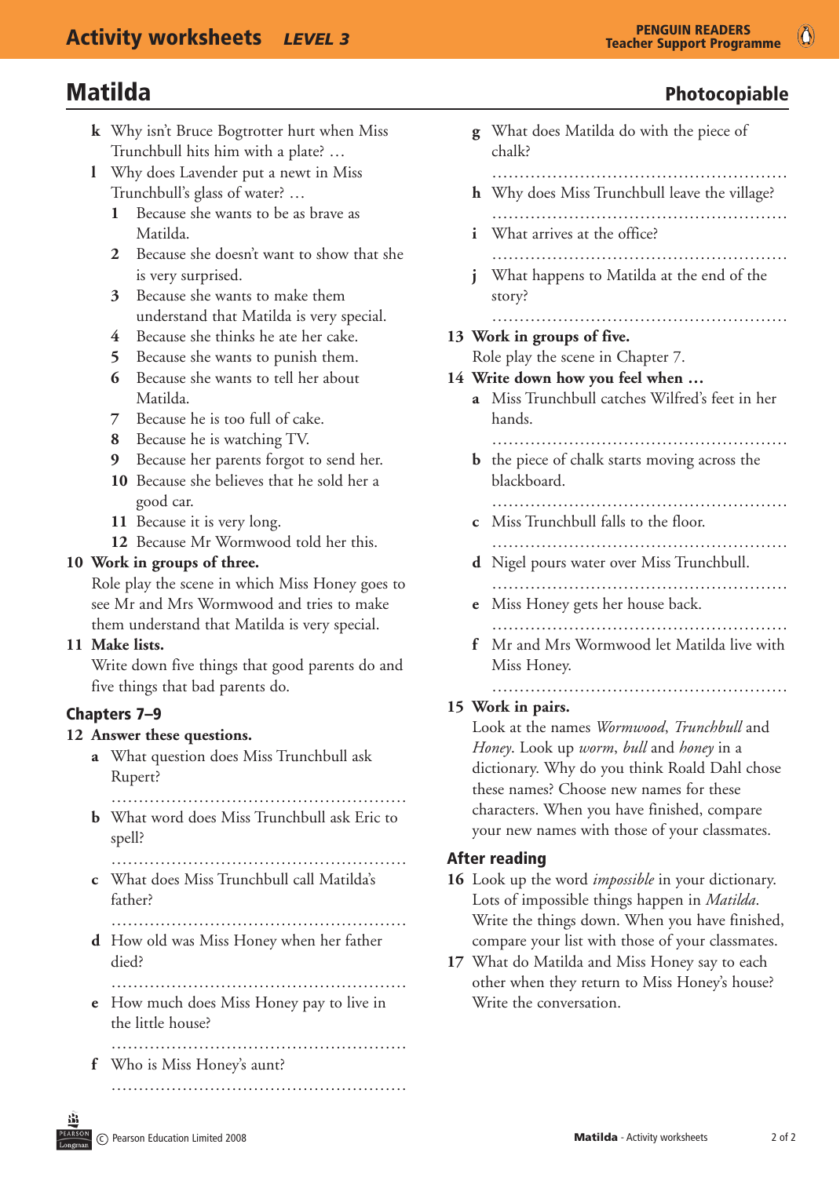# Matilda

**k** Why isn't Bruce Bogtrotter hurt when Miss Trunchbull hits him with a plate? …

**l** Why does Lavender put a newt in Miss Trunchbull's glass of water? …

1. Because she wants to be as brave as Matilda.
2. Because she doesn't want to show that she is very surprised.
3. Because she wants to make them understand that Matilda is very special.
4. Because she thinks he ate her cake.
5. Because she wants to punish them.
6. Because she wants to tell her about Matilda.
7. Because he is too full of cake.
8. Because he is watching TV.
9. Because her parents forgot to send her.
10. Because she believes that he sold her a good car.
11. Because it is very long.
12. Because Mr Wormwood told her this.

**10 Work in groups of three.**

Role play the scene in which Miss Honey goes to see Mr and Mrs Wormwood and tries to make them understand that Matilda is very special.

**11 Make lists.**

Write down five things that good parents do and five things that bad parents do.

## Chapters 7–9

**12 Answer these questions.**

**a** What question does Miss Trunchbull ask Rupert?

…………………………………………………

**b** What word does Miss Trunchbull ask Eric to spell?

…………………………………………………

**c** What does Miss Trunchbull call Matilda's father?

…………………………………………………

**d** How old was Miss Honey when her father died?

…………………………………………………

**e** How much does Miss Honey pay to live in the little house?

…………………………………………………

**f** Who is Miss Honey's aunt?

…………………………………………………

**g** What does Matilda do with the piece of chalk?

…………………………………………………

**h** Why does Miss Trunchbull leave the village?

…………………………………………………

**i** What arrives at the office?

…………………………………………………

**j** What happens to Matilda at the end of the story?

…………………………………………………

**13 Work in groups of five.**

Role play the scene in Chapter 7.

**14 Write down how you feel when …**

**a** Miss Trunchbull catches Wilfred's feet in her hands.

…………………………………………………

**b** the piece of chalk starts moving across the blackboard.

…………………………………………………

**c** Miss Trunchbull falls to the floor.

…………………………………………………

**d** Nigel pours water over Miss Trunchbull.

…………………………………………………

**e** Miss Honey gets her house back.

…………………………………………………

**f** Mr and Mrs Wormwood let Matilda live with Miss Honey.

…………………………………………………

**15 Work in pairs.**

Look at the names *Wormwood*, *Trunchbull* and *Honey*. Look up *worm*, *bull* and *honey* in a dictionary. Why do you think Roald Dahl chose these names? Choose new names for these characters. When you have finished, compare your new names with those of your classmates.

## After reading

**16** Look up the word *impossible* in your dictionary. Lots of impossible things happen in *Matilda*. Write the things down. When you have finished, compare your list with those of your classmates.

**17** What do Matilda and Miss Honey say to each other when they return to Miss Honey's house? Write the conversation.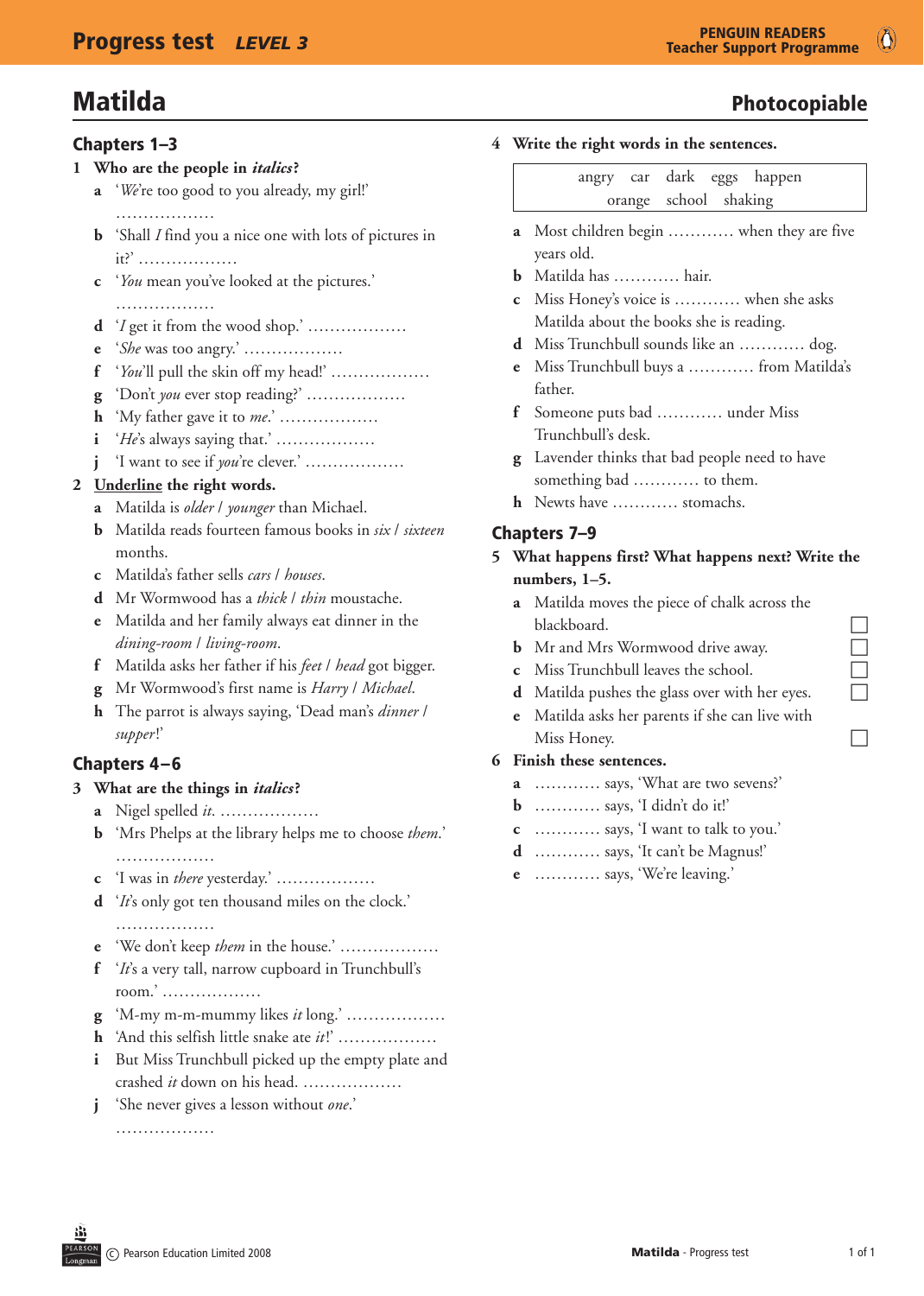# Matilda

**Photocopiable**

## Chapters 1–3

**1 Who are the people in *italics*?**

- **a** '*We*'re too good to you already, my girl!' ..................
- **b** 'Shall *I* find you a nice one with lots of pictures in it?' ..................
- **c** '*You* mean you've looked at the pictures.' ..................
- **d** '*I* get it from the wood shop.' ..................
- **e** '*She* was too angry.' ..................
- **f** '*You*'ll pull the skin off my head!' ..................
- **g** 'Don't *you* ever stop reading?' ..................
- **h** 'My father gave it to *me*.' ..................
- **i** '*He*'s always saying that.' ..................
- **j** 'I want to see if *you*'re clever.' ..................

**2 Underline the right words.**

- **a** Matilda is *older* / *younger* than Michael.
- **b** Matilda reads fourteen famous books in *six* / *sixteen* months.
- **c** Matilda's father sells *cars* / *houses*.
- **d** Mr Wormwood has a *thick* / *thin* moustache.
- **e** Matilda and her family always eat dinner in the *dining-room* / *living-room*.
- **f** Matilda asks her father if his *feet* / *head* got bigger.
- **g** Mr Wormwood's first name is *Harry* / *Michael*.
- **h** The parrot is always saying, 'Dead man's *dinner* / *supper*!'

## Chapters 4–6

**3 What are the things in *italics*?**

- **a** Nigel spelled *it*. ..................
- **b** 'Mrs Phelps at the library helps me to choose *them*.' ..................
- **c** 'I was in *there* yesterday.' ..................
- **d** '*It*'s only got ten thousand miles on the clock.' ..................
- **e** 'We don't keep *them* in the house.' ..................
- **f** '*It*'s a very tall, narrow cupboard in Trunchbull's room.' ..................
- **g** 'M-my m-m-mummy likes *it* long.' ..................
- **h** 'And this selfish little snake ate *it*!' ..................
- **i** But Miss Trunchbull picked up the empty plate and crashed *it* down on his head. ..................
- **j** 'She never gives a lesson without *one*.' ..................

**4 Write the right words in the sentences.**

| | | | | |
|---|---|---|---|---|
| angry | car | dark | eggs | happen |
| orange | school | shaking | | |

- **a** Most children begin ............ when they are five years old.
- **b** Matilda has ............ hair.
- **c** Miss Honey's voice is ............ when she asks Matilda about the books she is reading.
- **d** Miss Trunchbull sounds like an ............ dog.
- **e** Miss Trunchbull buys a ............ from Matilda's father.
- **f** Someone puts bad ............ under Miss Trunchbull's desk.
- **g** Lavender thinks that bad people need to have something bad ............ to them.
- **h** Newts have ............ stomachs.

## Chapters 7–9

**5 What happens first? What happens next? Write the numbers, 1–5.**

- **a** Matilda moves the piece of chalk across the blackboard. ☐
- **b** Mr and Mrs Wormwood drive away. ☐
- **c** Miss Trunchbull leaves the school. ☐
- **d** Matilda pushes the glass over with her eyes. ☐
- **e** Matilda asks her parents if she can live with Miss Honey. ☐

**6 Finish these sentences.**

- **a** ............ says, 'What are two sevens?'
- **b** ............ says, 'I didn't do it!'
- **c** ............ says, 'I want to talk to you.'
- **d** ............ says, 'It can't be Magnus!'
- **e** ............ says, 'We're leaving.'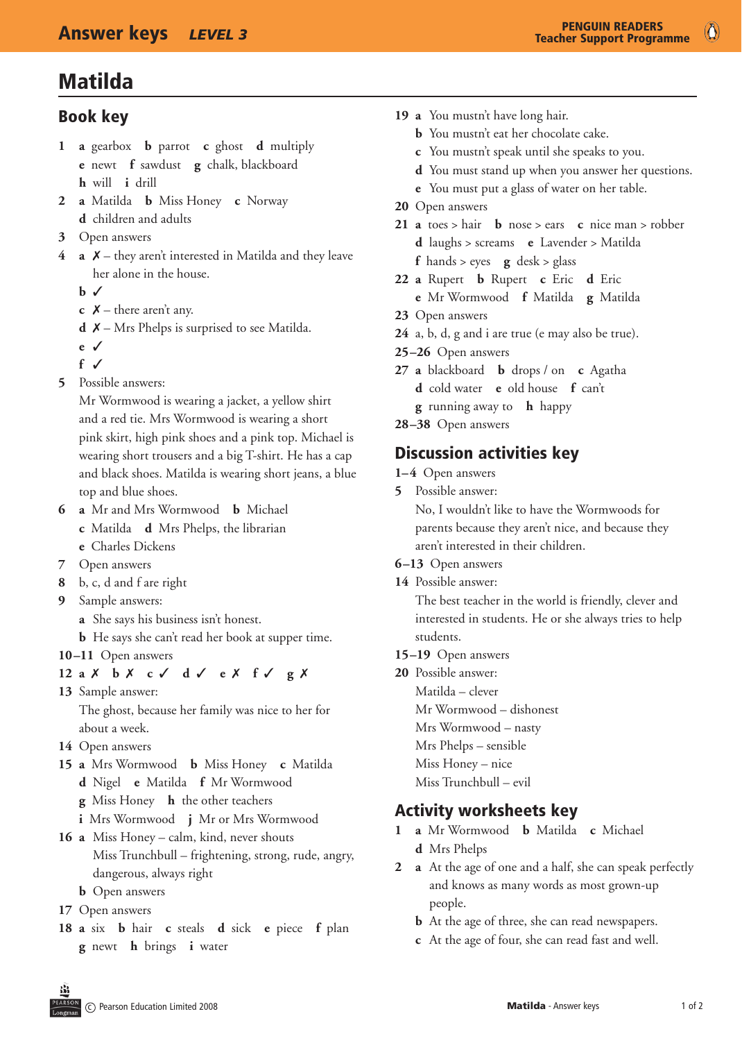# Matilda

## Book key

1 **a** gearbox **b** parrot **c** ghost **d** multiply **e** newt **f** sawdust **g** chalk, blackboard **h** will **i** drill

2 **a** Matilda **b** Miss Honey **c** Norway **d** children and adults

3 Open answers

4 **a** ✗ – they aren't interested in Matilda and they leave her alone in the house.
**b** ✓
**c** ✗ – there aren't any.
**d** ✗ – Mrs Phelps is surprised to see Matilda.
**e** ✓
**f** ✓

5 Possible answers:
Mr Wormwood is wearing a jacket, a yellow shirt and a red tie. Mrs Wormwood is wearing a short pink skirt, high pink shoes and a pink top. Michael is wearing short trousers and a big T-shirt. He has a cap and black shoes. Matilda is wearing short jeans, a blue top and blue shoes.

6 **a** Mr and Mrs Wormwood **b** Michael **c** Matilda **d** Mrs Phelps, the librarian **e** Charles Dickens

7 Open answers

8 b, c, d and f are right

9 Sample answers:
**a** She says his business isn't honest.
**b** He says she can't read her book at supper time.

**10–11** Open answers

**12** **a** ✗ **b** ✗ **c** ✓ **d** ✓ **e** ✗ **f** ✓ **g** ✗

**13** Sample answer:
The ghost, because her family was nice to her for about a week.

**14** Open answers

**15** **a** Mrs Wormwood **b** Miss Honey **c** Matilda **d** Nigel **e** Matilda **f** Mr Wormwood **g** Miss Honey **h** the other teachers **i** Mrs Wormwood **j** Mr or Mrs Wormwood

**16** **a** Miss Honey – calm, kind, never shouts
Miss Trunchbull – frightening, strong, rude, angry, dangerous, always right
**b** Open answers

**17** Open answers

**18** **a** six **b** hair **c** steals **d** sick **e** piece **f** plan **g** newt **h** brings **i** water

**19** **a** You mustn't have long hair.
**b** You mustn't eat her chocolate cake.
**c** You mustn't speak until she speaks to you.
**d** You must stand up when you answer her questions.
**e** You must put a glass of water on her table.

**20** Open answers

**21** **a** toes > hair **b** nose > ears **c** nice man > robber **d** laughs > screams **e** Lavender > Matilda **f** hands > eyes **g** desk > glass

**22** **a** Rupert **b** Rupert **c** Eric **d** Eric **e** Mr Wormwood **f** Matilda **g** Matilda

**23** Open answers

**24** a, b, d, g and i are true (e may also be true).

**25–26** Open answers

**27** **a** blackboard **b** drops / on **c** Agatha **d** cold water **e** old house **f** can't **g** running away to **h** happy

**28–38** Open answers

## Discussion activities key

**1–4** Open answers

**5** Possible answer:
No, I wouldn't like to have the Wormwoods for parents because they aren't nice, and because they aren't interested in their children.

**6–13** Open answers

**14** Possible answer:
The best teacher in the world is friendly, clever and interested in students. He or she always tries to help students.

**15–19** Open answers

**20** Possible answer:
Matilda – clever
Mr Wormwood – dishonest
Mrs Wormwood – nasty
Mrs Phelps – sensible
Miss Honey – nice
Miss Trunchbull – evil

## Activity worksheets key

**1** **a** Mr Wormwood **b** Matilda **c** Michael **d** Mrs Phelps

**2** **a** At the age of one and a half, she can speak perfectly and knows as many words as most grown-up people.
**b** At the age of three, she can read newspapers.
**c** At the age of four, she can read fast and well.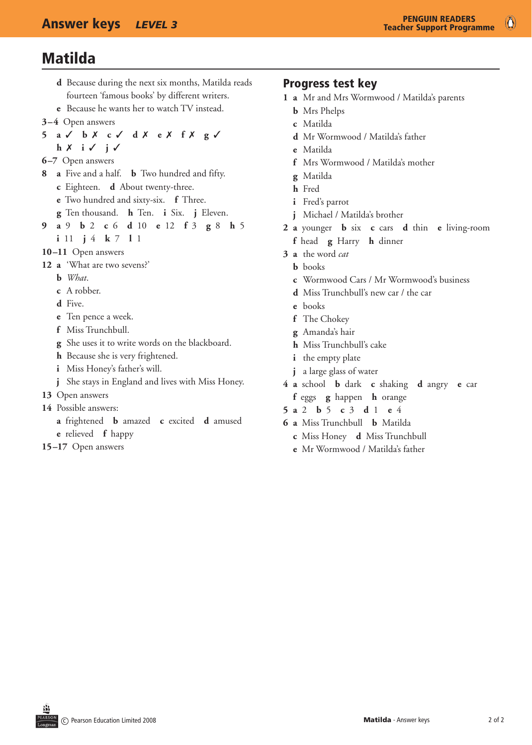# Matilda

d Because during the next six months, Matilda reads fourteen 'famous books' by different writers.

e Because he wants her to watch TV instead.

**3–4** Open answers

**5** **a** ✓ **b** ✗ **c** ✓ **d** ✗ **e** ✗ **f** ✗ **g** ✓ **h** ✗ **i** ✓ **j** ✓

**6–7** Open answers

**8** **a** Five and a half. **b** Two hundred and fifty. **c** Eighteen. **d** About twenty-three. **e** Two hundred and sixty-six. **f** Three. **g** Ten thousand. **h** Ten. **i** Six. **j** Eleven.

**9** **a** 9 **b** 2 **c** 6 **d** 10 **e** 12 **f** 3 **g** 8 **h** 5 **i** 11 **j** 4 **k** 7 **l** 1

**10–11** Open answers

**12** **a** 'What are two sevens?'
**b** *What.*
**c** A robber.
**d** Five.
**e** Ten pence a week.
**f** Miss Trunchbull.
**g** She uses it to write words on the blackboard.
**h** Because she is very frightened.
**i** Miss Honey's father's will.
**j** She stays in England and lives with Miss Honey.

**13** Open answers

**14** Possible answers:
**a** frightened **b** amazed **c** excited **d** amused **e** relieved **f** happy

**15–17** Open answers

## Progress test key

**1** **a** Mr and Mrs Wormwood / Matilda's parents
**b** Mrs Phelps
**c** Matilda
**d** Mr Wormwood / Matilda's father
**e** Matilda
**f** Mrs Wormwood / Matilda's mother
**g** Matilda
**h** Fred
**i** Fred's parrot
**j** Michael / Matilda's brother

**2** **a** younger **b** six **c** cars **d** thin **e** living-room **f** head **g** Harry **h** dinner

**3** **a** the word *cat*
**b** books
**c** Wormwood Cars / Mr Wormwood's business
**d** Miss Trunchbull's new car / the car
**e** books
**f** The Chokey
**g** Amanda's hair
**h** Miss Trunchbull's cake
**i** the empty plate
**j** a large glass of water

**4** **a** school **b** dark **c** shaking **d** angry **e** car **f** eggs **g** happen **h** orange

**5** **a** 2 **b** 5 **c** 3 **d** 1 **e** 4

**6** **a** Miss Trunchbull **b** Matilda **c** Miss Honey **d** Miss Trunchbull **e** Mr Wormwood / Matilda's father

© Pearson Education Limited 2008